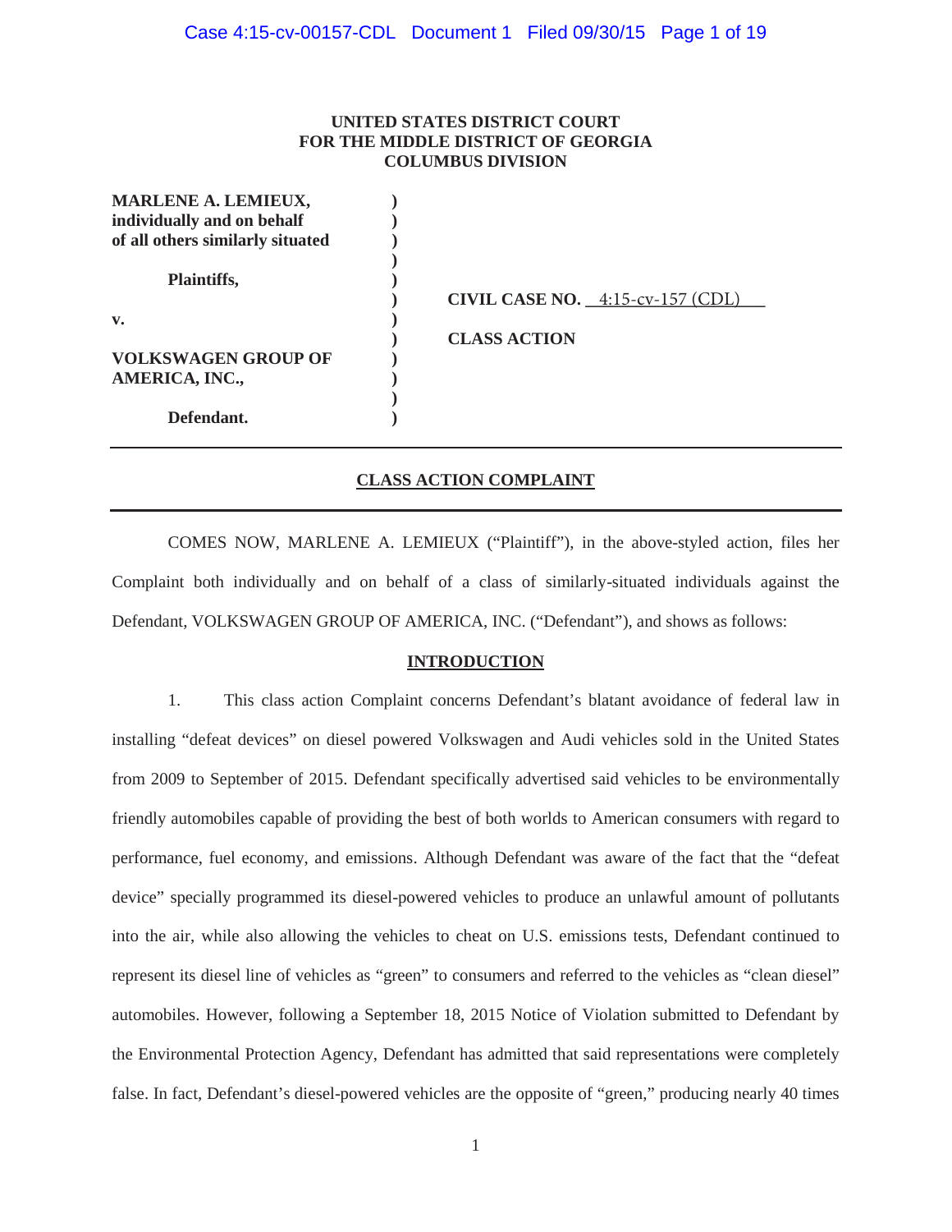**UNITED STATES DISTRICT COURT**
**FOR THE MIDDLE DISTRICT OF GEORGIA**
**COLUMBUS DIVISION**

| | | |
|---|---|---|
| **MARLENE A. LEMIEUX, individually and on behalf of all others similarly situated** | ) | |
| **Plaintiffs,** | ) | |
| | ) | **CIVIL CASE NO.** 4:15-cv-157 (CDL) |
| **v.** | ) | |
| | ) | **CLASS ACTION** |
| **VOLKSWAGEN GROUP OF AMERICA, INC.,** | ) | |
| **Defendant.** | ) | |

## CLASS ACTION COMPLAINT

COMES NOW, MARLENE A. LEMIEUX ("Plaintiff"), in the above-styled action, files her Complaint both individually and on behalf of a class of similarly-situated individuals against the Defendant, VOLKSWAGEN GROUP OF AMERICA, INC. ("Defendant"), and shows as follows:

### INTRODUCTION

1. This class action Complaint concerns Defendant's blatant avoidance of federal law in installing "defeat devices" on diesel powered Volkswagen and Audi vehicles sold in the United States from 2009 to September of 2015. Defendant specifically advertised said vehicles to be environmentally friendly automobiles capable of providing the best of both worlds to American consumers with regard to performance, fuel economy, and emissions. Although Defendant was aware of the fact that the "defeat device" specially programmed its diesel-powered vehicles to produce an unlawful amount of pollutants into the air, while also allowing the vehicles to cheat on U.S. emissions tests, Defendant continued to represent its diesel line of vehicles as "green" to consumers and referred to the vehicles as "clean diesel" automobiles. However, following a September 18, 2015 Notice of Violation submitted to Defendant by the Environmental Protection Agency, Defendant has admitted that said representations were completely false. In fact, Defendant's diesel-powered vehicles are the opposite of "green," producing nearly 40 times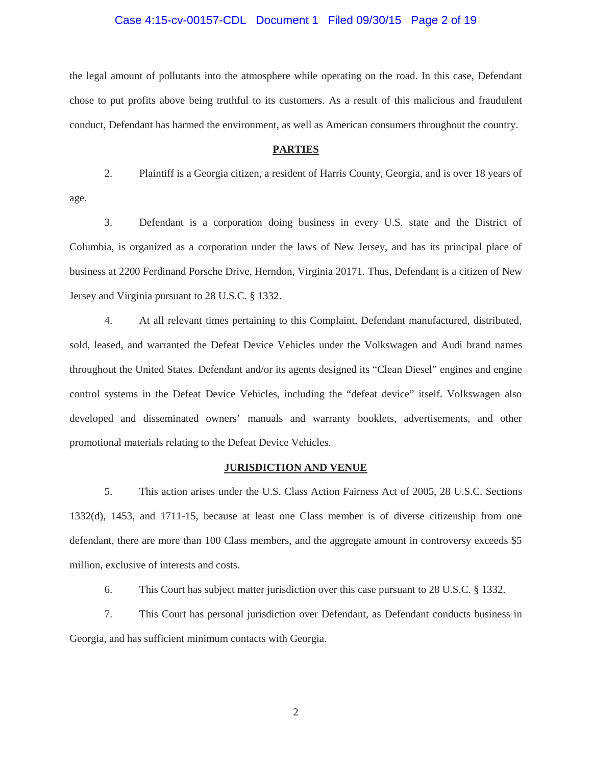the legal amount of pollutants into the atmosphere while operating on the road. In this case, Defendant chose to put profits above being truthful to its customers. As a result of this malicious and fraudulent conduct, Defendant has harmed the environment, as well as American consumers throughout the country.

## PARTIES

2. Plaintiff is a Georgia citizen, a resident of Harris County, Georgia, and is over 18 years of age.

3. Defendant is a corporation doing business in every U.S. state and the District of Columbia, is organized as a corporation under the laws of New Jersey, and has its principal place of business at 2200 Ferdinand Porsche Drive, Herndon, Virginia 20171. Thus, Defendant is a citizen of New Jersey and Virginia pursuant to 28 U.S.C. § 1332.

4. At all relevant times pertaining to this Complaint, Defendant manufactured, distributed, sold, leased, and warranted the Defeat Device Vehicles under the Volkswagen and Audi brand names throughout the United States. Defendant and/or its agents designed its "Clean Diesel" engines and engine control systems in the Defeat Device Vehicles, including the "defeat device" itself. Volkswagen also developed and disseminated owners' manuals and warranty booklets, advertisements, and other promotional materials relating to the Defeat Device Vehicles.

## JURISDICTION AND VENUE

5. This action arises under the U.S. Class Action Fairness Act of 2005, 28 U.S.C. Sections 1332(d), 1453, and 1711-15, because at least one Class member is of diverse citizenship from one defendant, there are more than 100 Class members, and the aggregate amount in controversy exceeds $5 million, exclusive of interests and costs.

6. This Court has subject matter jurisdiction over this case pursuant to 28 U.S.C. § 1332.

7. This Court has personal jurisdiction over Defendant, as Defendant conducts business in Georgia, and has sufficient minimum contacts with Georgia.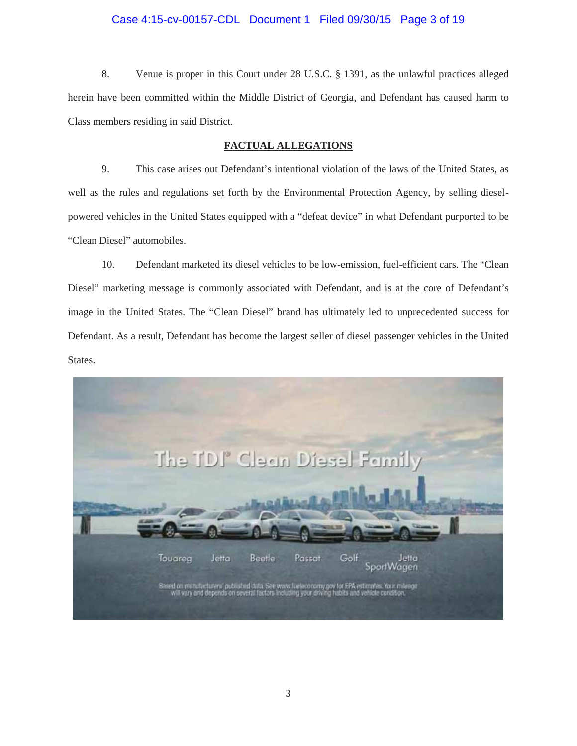8. Venue is proper in this Court under 28 U.S.C. § 1391, as the unlawful practices alleged herein have been committed within the Middle District of Georgia, and Defendant has caused harm to Class members residing in said District.

## FACTUAL ALLEGATIONS

9. This case arises out Defendant's intentional violation of the laws of the United States, as well as the rules and regulations set forth by the Environmental Protection Agency, by selling diesel-powered vehicles in the United States equipped with a "defeat device" in what Defendant purported to be "Clean Diesel" automobiles.

10. Defendant marketed its diesel vehicles to be low-emission, fuel-efficient cars. The "Clean Diesel" marketing message is commonly associated with Defendant, and is at the core of Defendant's image in the United States. The "Clean Diesel" brand has ultimately led to unprecedented success for Defendant. As a result, Defendant has become the largest seller of diesel passenger vehicles in the United States.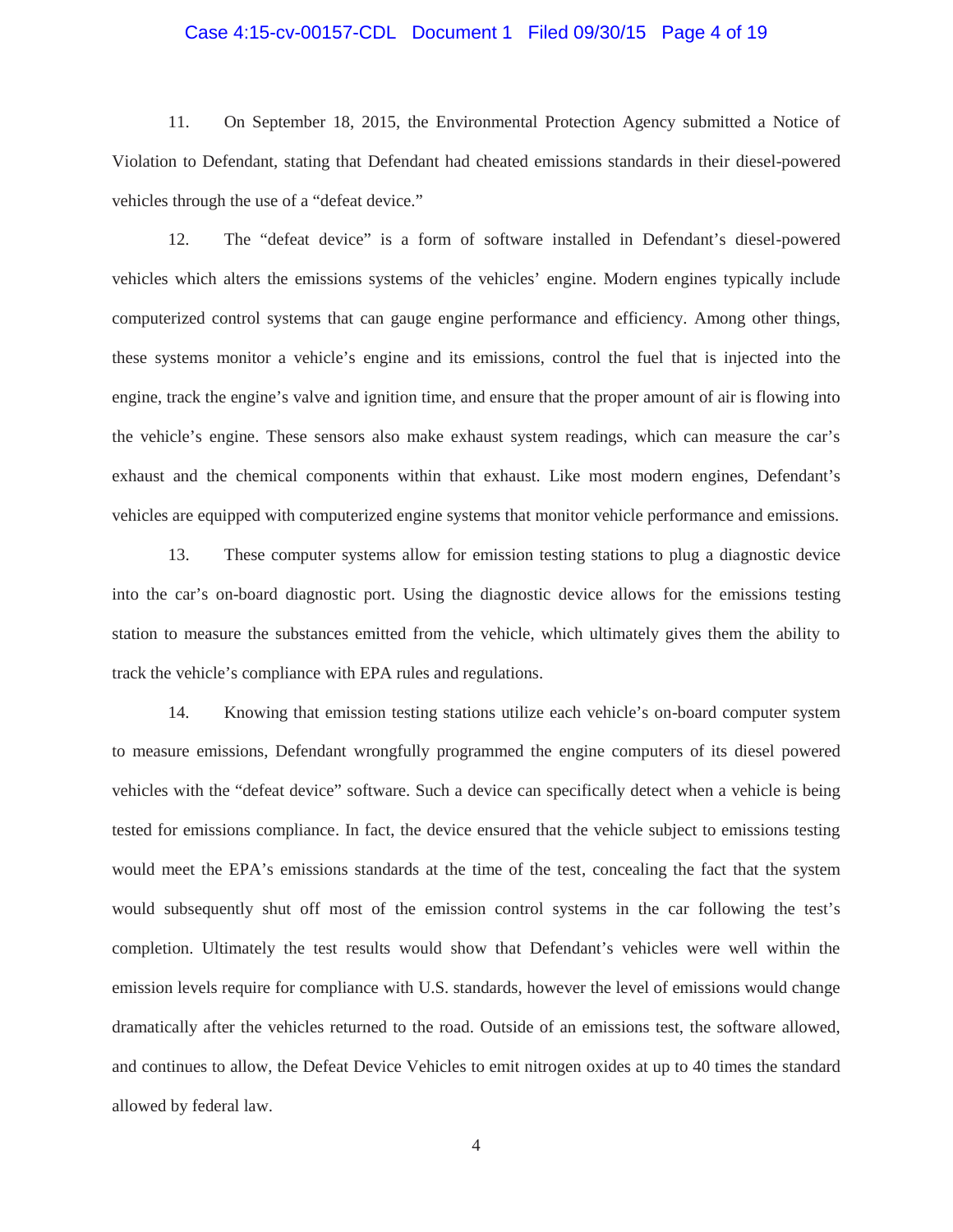11. On September 18, 2015, the Environmental Protection Agency submitted a Notice of Violation to Defendant, stating that Defendant had cheated emissions standards in their diesel-powered vehicles through the use of a "defeat device."

12. The "defeat device" is a form of software installed in Defendant's diesel-powered vehicles which alters the emissions systems of the vehicles' engine. Modern engines typically include computerized control systems that can gauge engine performance and efficiency. Among other things, these systems monitor a vehicle's engine and its emissions, control the fuel that is injected into the engine, track the engine's valve and ignition time, and ensure that the proper amount of air is flowing into the vehicle's engine. These sensors also make exhaust system readings, which can measure the car's exhaust and the chemical components within that exhaust. Like most modern engines, Defendant's vehicles are equipped with computerized engine systems that monitor vehicle performance and emissions.

13. These computer systems allow for emission testing stations to plug a diagnostic device into the car's on-board diagnostic port. Using the diagnostic device allows for the emissions testing station to measure the substances emitted from the vehicle, which ultimately gives them the ability to track the vehicle's compliance with EPA rules and regulations.

14. Knowing that emission testing stations utilize each vehicle's on-board computer system to measure emissions, Defendant wrongfully programmed the engine computers of its diesel powered vehicles with the "defeat device" software. Such a device can specifically detect when a vehicle is being tested for emissions compliance. In fact, the device ensured that the vehicle subject to emissions testing would meet the EPA's emissions standards at the time of the test, concealing the fact that the system would subsequently shut off most of the emission control systems in the car following the test's completion. Ultimately the test results would show that Defendant's vehicles were well within the emission levels require for compliance with U.S. standards, however the level of emissions would change dramatically after the vehicles returned to the road. Outside of an emissions test, the software allowed, and continues to allow, the Defeat Device Vehicles to emit nitrogen oxides at up to 40 times the standard allowed by federal law.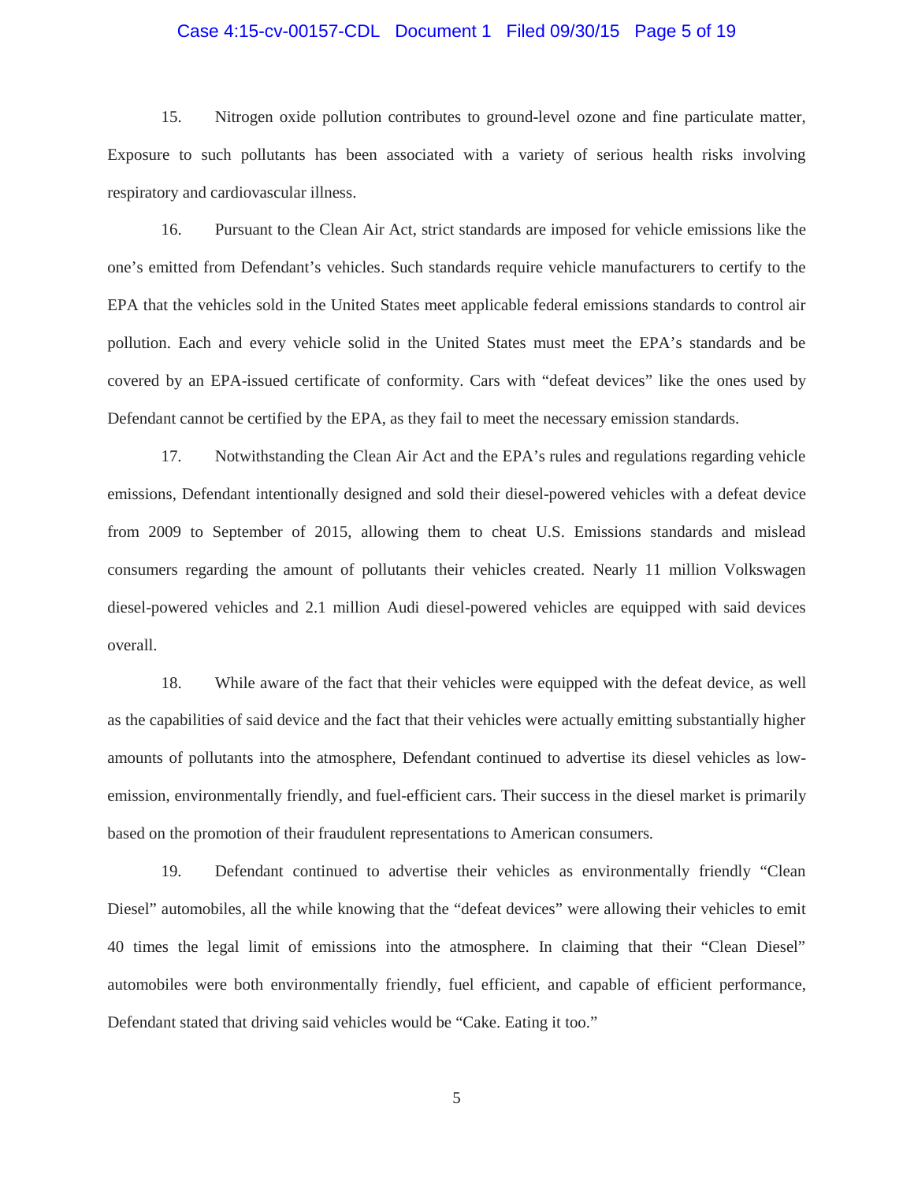15. Nitrogen oxide pollution contributes to ground-level ozone and fine particulate matter, Exposure to such pollutants has been associated with a variety of serious health risks involving respiratory and cardiovascular illness.

16. Pursuant to the Clean Air Act, strict standards are imposed for vehicle emissions like the one's emitted from Defendant's vehicles. Such standards require vehicle manufacturers to certify to the EPA that the vehicles sold in the United States meet applicable federal emissions standards to control air pollution. Each and every vehicle solid in the United States must meet the EPA's standards and be covered by an EPA-issued certificate of conformity. Cars with "defeat devices" like the ones used by Defendant cannot be certified by the EPA, as they fail to meet the necessary emission standards.

17. Notwithstanding the Clean Air Act and the EPA's rules and regulations regarding vehicle emissions, Defendant intentionally designed and sold their diesel-powered vehicles with a defeat device from 2009 to September of 2015, allowing them to cheat U.S. Emissions standards and mislead consumers regarding the amount of pollutants their vehicles created. Nearly 11 million Volkswagen diesel-powered vehicles and 2.1 million Audi diesel-powered vehicles are equipped with said devices overall.

18. While aware of the fact that their vehicles were equipped with the defeat device, as well as the capabilities of said device and the fact that their vehicles were actually emitting substantially higher amounts of pollutants into the atmosphere, Defendant continued to advertise its diesel vehicles as low-emission, environmentally friendly, and fuel-efficient cars. Their success in the diesel market is primarily based on the promotion of their fraudulent representations to American consumers.

19. Defendant continued to advertise their vehicles as environmentally friendly "Clean Diesel" automobiles, all the while knowing that the "defeat devices" were allowing their vehicles to emit 40 times the legal limit of emissions into the atmosphere. In claiming that their "Clean Diesel" automobiles were both environmentally friendly, fuel efficient, and capable of efficient performance, Defendant stated that driving said vehicles would be "Cake. Eating it too."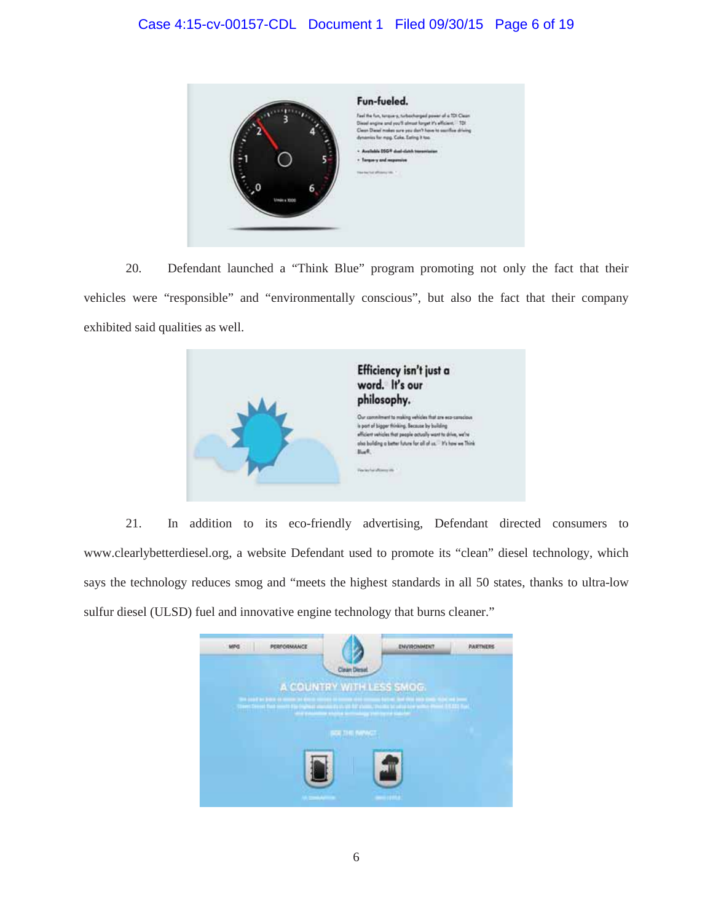20. Defendant launched a "Think Blue" program promoting not only the fact that their vehicles were "responsible" and "environmentally conscious", but also the fact that their company exhibited said qualities as well.

21. In addition to its eco-friendly advertising, Defendant directed consumers to www.clearlybetterdiesel.org, a website Defendant used to promote its "clean" diesel technology, which says the technology reduces smog and "meets the highest standards in all 50 states, thanks to ultra-low sulfur diesel (ULSD) fuel and innovative engine technology that burns cleaner."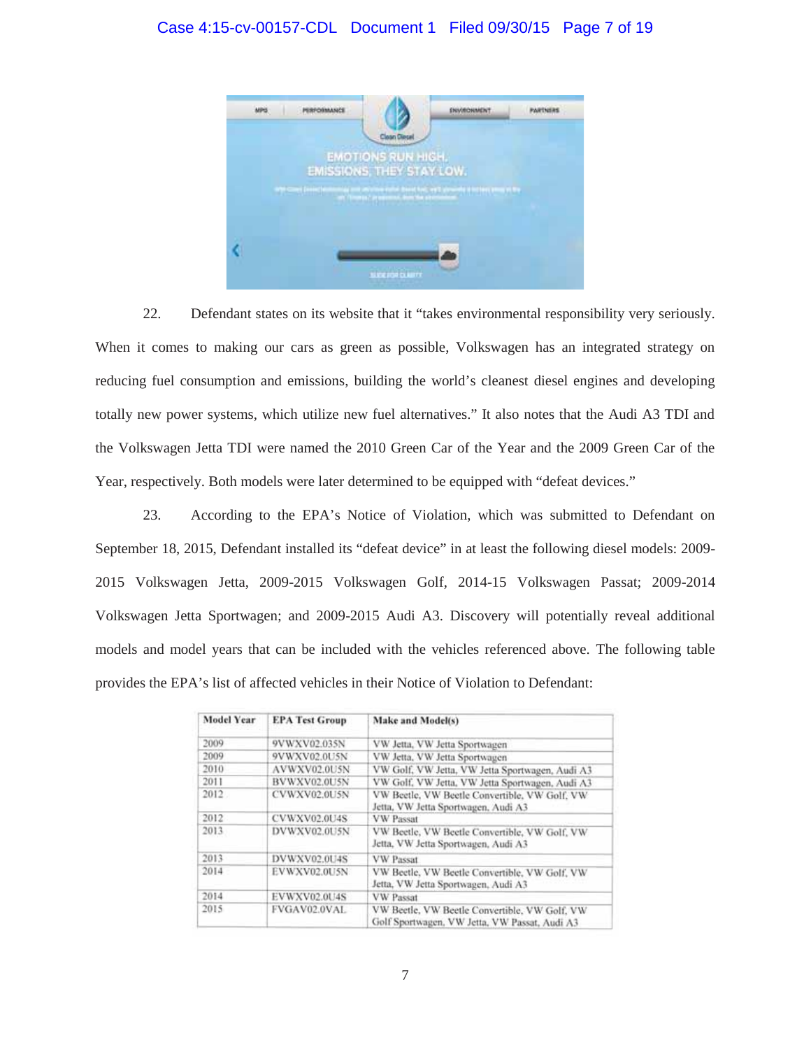22. Defendant states on its website that it "takes environmental responsibility very seriously. When it comes to making our cars as green as possible, Volkswagen has an integrated strategy on reducing fuel consumption and emissions, building the world's cleanest diesel engines and developing totally new power systems, which utilize new fuel alternatives." It also notes that the Audi A3 TDI and the Volkswagen Jetta TDI were named the 2010 Green Car of the Year and the 2009 Green Car of the Year, respectively. Both models were later determined to be equipped with "defeat devices."

23. According to the EPA's Notice of Violation, which was submitted to Defendant on September 18, 2015, Defendant installed its "defeat device" in at least the following diesel models: 2009-2015 Volkswagen Jetta, 2009-2015 Volkswagen Golf, 2014-15 Volkswagen Passat; 2009-2014 Volkswagen Jetta Sportwagen; and 2009-2015 Audi A3. Discovery will potentially reveal additional models and model years that can be included with the vehicles referenced above. The following table provides the EPA's list of affected vehicles in their Notice of Violation to Defendant:

| Model Year | EPA Test Group | Make and Model(s) |
|---|---|---|
| 2009 | 9VWXV02.035N | VW Jetta, VW Jetta Sportwagen |
| 2009 | 9VWXV02.0U5N | VW Jetta, VW Jetta Sportwagen |
| 2010 | AVWXV02.0U5N | VW Golf, VW Jetta, VW Jetta Sportwagen, Audi A3 |
| 2011 | BVWXV02.0U5N | VW Golf, VW Jetta, VW Jetta Sportwagen, Audi A3 |
| 2012 | CVWXV02.0U5N | VW Beetle, VW Beetle Convertible, VW Golf, VW Jetta, VW Jetta Sportwagen, Audi A3 |
| 2012 | CVWXV02.0U4S | VW Passat |
| 2013 | DVWXV02.0U5N | VW Beetle, VW Beetle Convertible, VW Golf, VW Jetta, VW Jetta Sportwagen, Audi A3 |
| 2013 | DVWXV02.0U4S | VW Passat |
| 2014 | EVWXV02.0U5N | VW Beetle, VW Beetle Convertible, VW Golf, VW Jetta, VW Jetta Sportwagen, Audi A3 |
| 2014 | EVWXV02.0U4S | VW Passat |
| 2015 | FVGAV02.0VAL | VW Beetle, VW Beetle Convertible, VW Golf, VW Golf Sportwagen, VW Jetta, VW Passat, Audi A3 |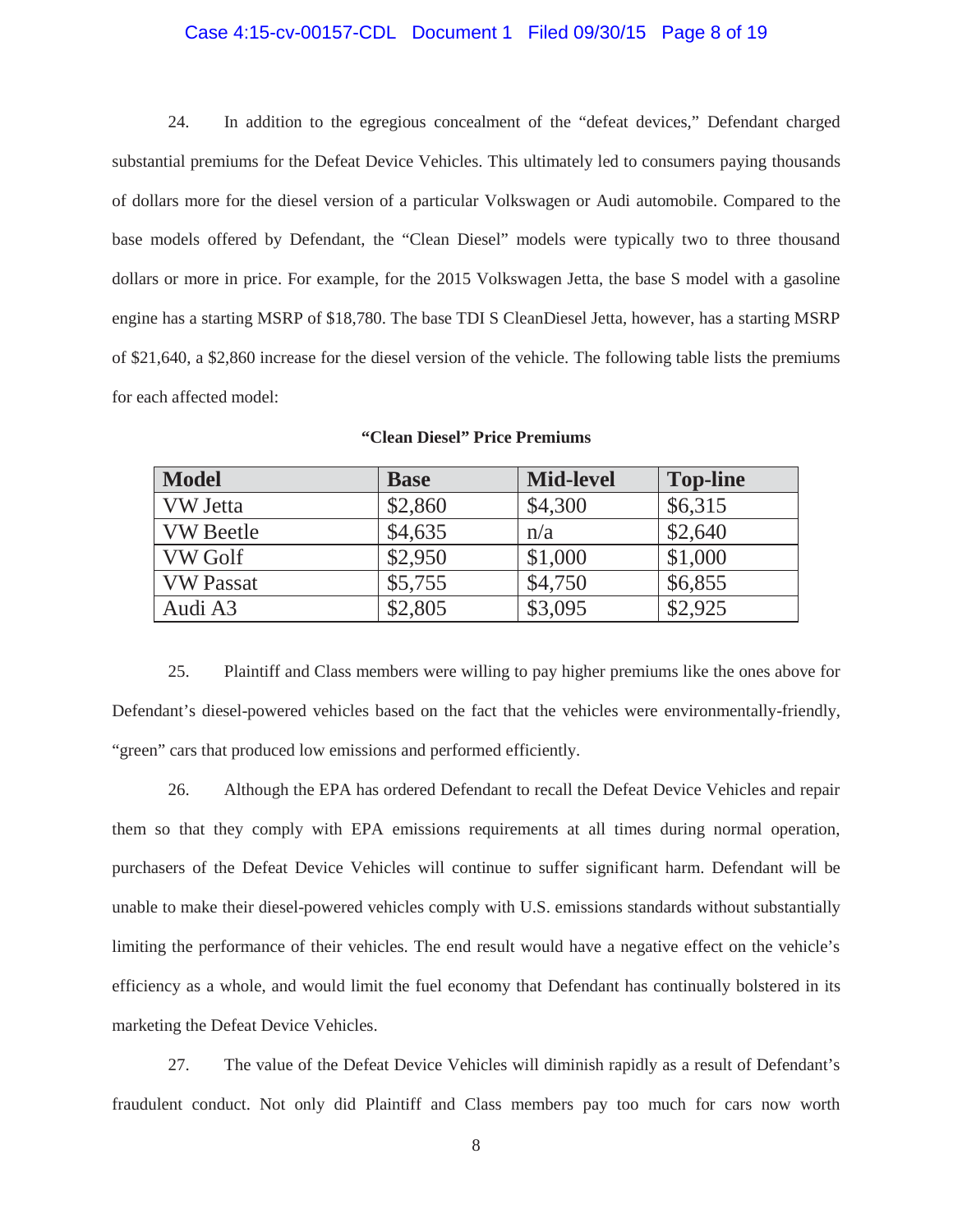24. In addition to the egregious concealment of the "defeat devices," Defendant charged substantial premiums for the Defeat Device Vehicles. This ultimately led to consumers paying thousands of dollars more for the diesel version of a particular Volkswagen or Audi automobile. Compared to the base models offered by Defendant, the "Clean Diesel" models were typically two to three thousand dollars or more in price. For example, for the 2015 Volkswagen Jetta, the base S model with a gasoline engine has a starting MSRP of $18,780. The base TDI S CleanDiesel Jetta, however, has a starting MSRP of $21,640, a $2,860 increase for the diesel version of the vehicle. The following table lists the premiums for each affected model:

**"Clean Diesel" Price Premiums**

| Model | Base | Mid-level | Top-line |
|---|---|---|---|
| VW Jetta | $2,860 | $4,300 | $6,315 |
| VW Beetle | $4,635 | n/a | $2,640 |
| VW Golf | $2,950 | $1,000 | $1,000 |
| VW Passat | $5,755 | $4,750 | $6,855 |
| Audi A3 | $2,805 | $3,095 | $2,925 |

25. Plaintiff and Class members were willing to pay higher premiums like the ones above for Defendant's diesel-powered vehicles based on the fact that the vehicles were environmentally-friendly, "green" cars that produced low emissions and performed efficiently.

26. Although the EPA has ordered Defendant to recall the Defeat Device Vehicles and repair them so that they comply with EPA emissions requirements at all times during normal operation, purchasers of the Defeat Device Vehicles will continue to suffer significant harm. Defendant will be unable to make their diesel-powered vehicles comply with U.S. emissions standards without substantially limiting the performance of their vehicles. The end result would have a negative effect on the vehicle's efficiency as a whole, and would limit the fuel economy that Defendant has continually bolstered in its marketing the Defeat Device Vehicles.

27. The value of the Defeat Device Vehicles will diminish rapidly as a result of Defendant's fraudulent conduct. Not only did Plaintiff and Class members pay too much for cars now worth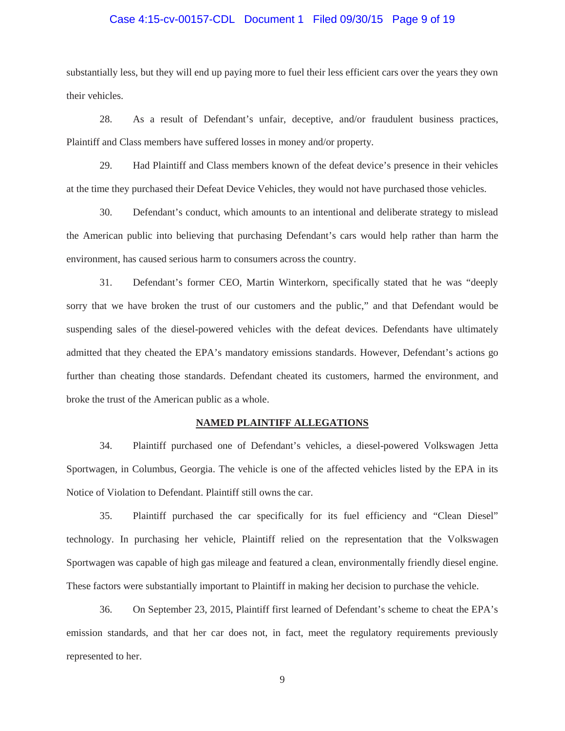substantially less, but they will end up paying more to fuel their less efficient cars over the years they own their vehicles.

28. As a result of Defendant's unfair, deceptive, and/or fraudulent business practices, Plaintiff and Class members have suffered losses in money and/or property.

29. Had Plaintiff and Class members known of the defeat device's presence in their vehicles at the time they purchased their Defeat Device Vehicles, they would not have purchased those vehicles.

30. Defendant's conduct, which amounts to an intentional and deliberate strategy to mislead the American public into believing that purchasing Defendant's cars would help rather than harm the environment, has caused serious harm to consumers across the country.

31. Defendant's former CEO, Martin Winterkorn, specifically stated that he was "deeply sorry that we have broken the trust of our customers and the public," and that Defendant would be suspending sales of the diesel-powered vehicles with the defeat devices. Defendants have ultimately admitted that they cheated the EPA's mandatory emissions standards. However, Defendant's actions go further than cheating those standards. Defendant cheated its customers, harmed the environment, and broke the trust of the American public as a whole.

**NAMED PLAINTIFF ALLEGATIONS**

34. Plaintiff purchased one of Defendant's vehicles, a diesel-powered Volkswagen Jetta Sportwagen, in Columbus, Georgia. The vehicle is one of the affected vehicles listed by the EPA in its Notice of Violation to Defendant. Plaintiff still owns the car.

35. Plaintiff purchased the car specifically for its fuel efficiency and "Clean Diesel" technology. In purchasing her vehicle, Plaintiff relied on the representation that the Volkswagen Sportwagen was capable of high gas mileage and featured a clean, environmentally friendly diesel engine. These factors were substantially important to Plaintiff in making her decision to purchase the vehicle.

36. On September 23, 2015, Plaintiff first learned of Defendant's scheme to cheat the EPA's emission standards, and that her car does not, in fact, meet the regulatory requirements previously represented to her.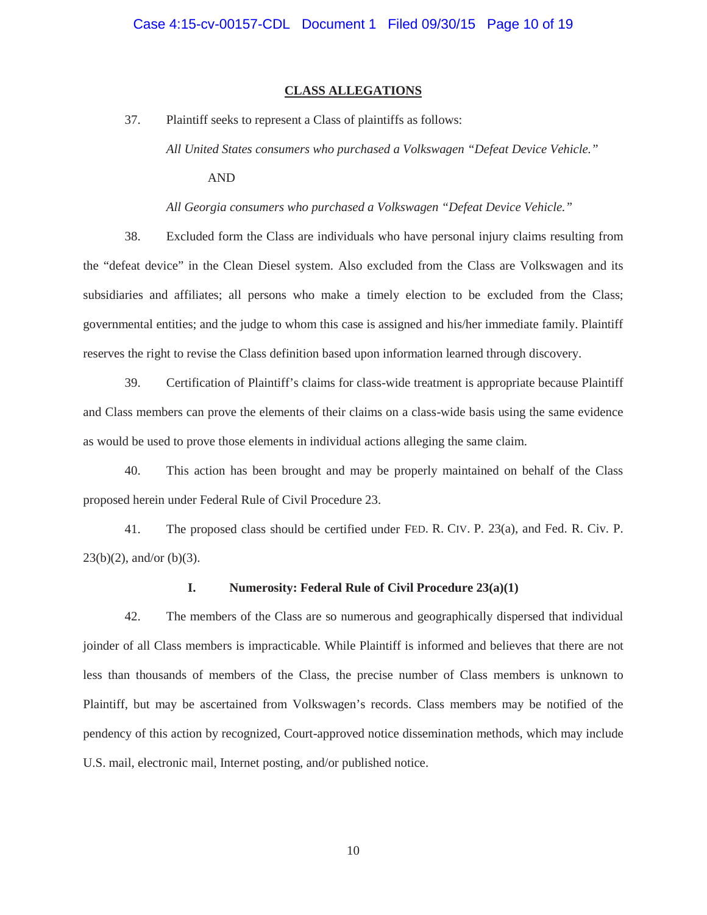## CLASS ALLEGATIONS

37. Plaintiff seeks to represent a Class of plaintiffs as follows:

*All United States consumers who purchased a Volkswagen "Defeat Device Vehicle."*

AND

*All Georgia consumers who purchased a Volkswagen "Defeat Device Vehicle."*

38. Excluded form the Class are individuals who have personal injury claims resulting from the "defeat device" in the Clean Diesel system. Also excluded from the Class are Volkswagen and its subsidiaries and affiliates; all persons who make a timely election to be excluded from the Class; governmental entities; and the judge to whom this case is assigned and his/her immediate family. Plaintiff reserves the right to revise the Class definition based upon information learned through discovery.

39. Certification of Plaintiff's claims for class-wide treatment is appropriate because Plaintiff and Class members can prove the elements of their claims on a class-wide basis using the same evidence as would be used to prove those elements in individual actions alleging the same claim.

40. This action has been brought and may be properly maintained on behalf of the Class proposed herein under Federal Rule of Civil Procedure 23.

41. The proposed class should be certified under FED. R. CIV. P. 23(a), and Fed. R. Civ. P. 23(b)(2), and/or (b)(3).

### I. Numerosity: Federal Rule of Civil Procedure 23(a)(1)

42. The members of the Class are so numerous and geographically dispersed that individual joinder of all Class members is impracticable. While Plaintiff is informed and believes that there are not less than thousands of members of the Class, the precise number of Class members is unknown to Plaintiff, but may be ascertained from Volkswagen's records. Class members may be notified of the pendency of this action by recognized, Court-approved notice dissemination methods, which may include U.S. mail, electronic mail, Internet posting, and/or published notice.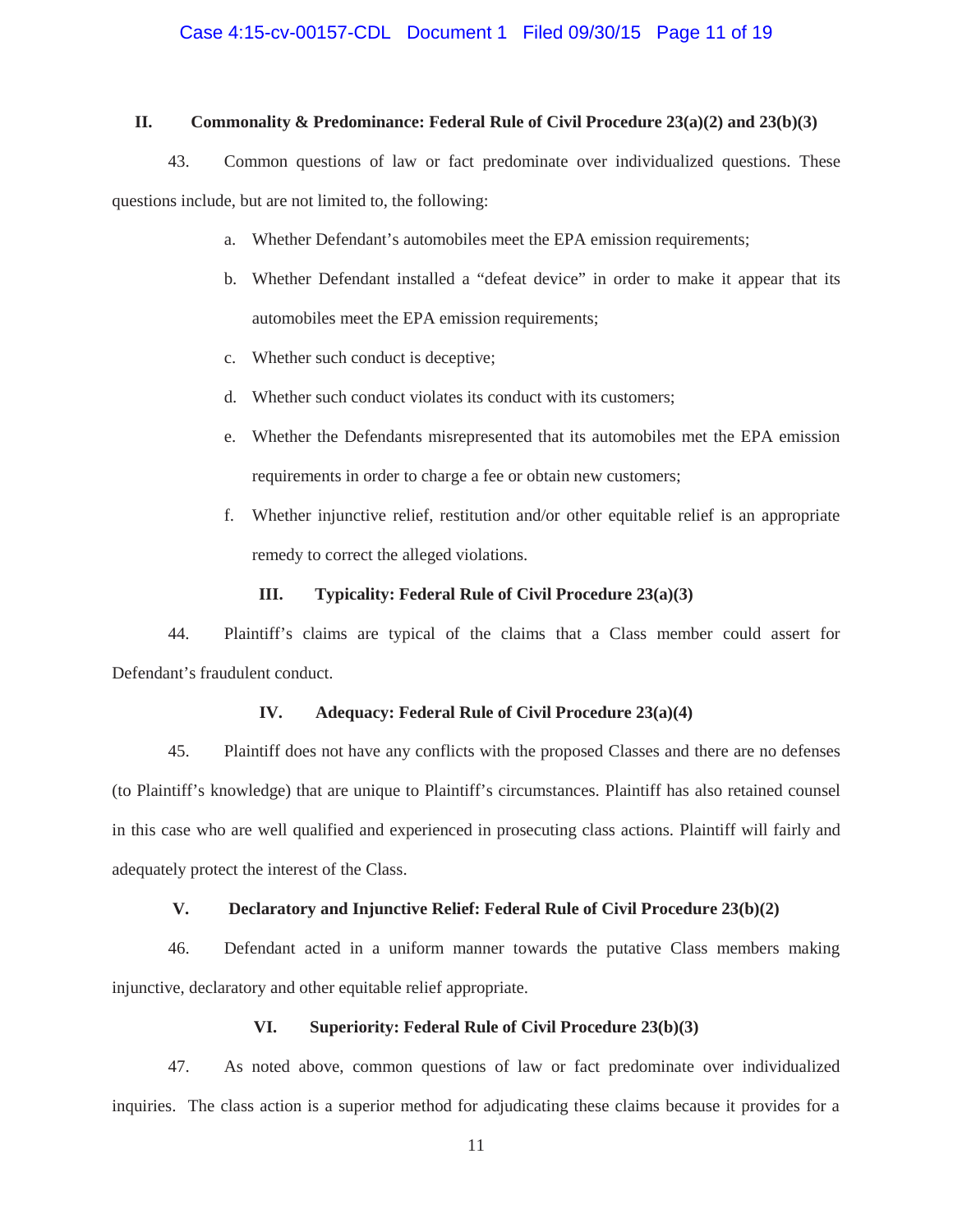## II. Commonality & Predominance: Federal Rule of Civil Procedure 23(a)(2) and 23(b)(3)

43. Common questions of law or fact predominate over individualized questions. These questions include, but are not limited to, the following:

a. Whether Defendant's automobiles meet the EPA emission requirements;

b. Whether Defendant installed a "defeat device" in order to make it appear that its automobiles meet the EPA emission requirements;

c. Whether such conduct is deceptive;

d. Whether such conduct violates its conduct with its customers;

e. Whether the Defendants misrepresented that its automobiles met the EPA emission requirements in order to charge a fee or obtain new customers;

f. Whether injunctive relief, restitution and/or other equitable relief is an appropriate remedy to correct the alleged violations.

## III. Typicality: Federal Rule of Civil Procedure 23(a)(3)

44. Plaintiff's claims are typical of the claims that a Class member could assert for Defendant's fraudulent conduct.

## IV. Adequacy: Federal Rule of Civil Procedure 23(a)(4)

45. Plaintiff does not have any conflicts with the proposed Classes and there are no defenses (to Plaintiff's knowledge) that are unique to Plaintiff's circumstances. Plaintiff has also retained counsel in this case who are well qualified and experienced in prosecuting class actions. Plaintiff will fairly and adequately protect the interest of the Class.

## V. Declaratory and Injunctive Relief: Federal Rule of Civil Procedure 23(b)(2)

46. Defendant acted in a uniform manner towards the putative Class members making injunctive, declaratory and other equitable relief appropriate.

## VI. Superiority: Federal Rule of Civil Procedure 23(b)(3)

47. As noted above, common questions of law or fact predominate over individualized inquiries. The class action is a superior method for adjudicating these claims because it provides for a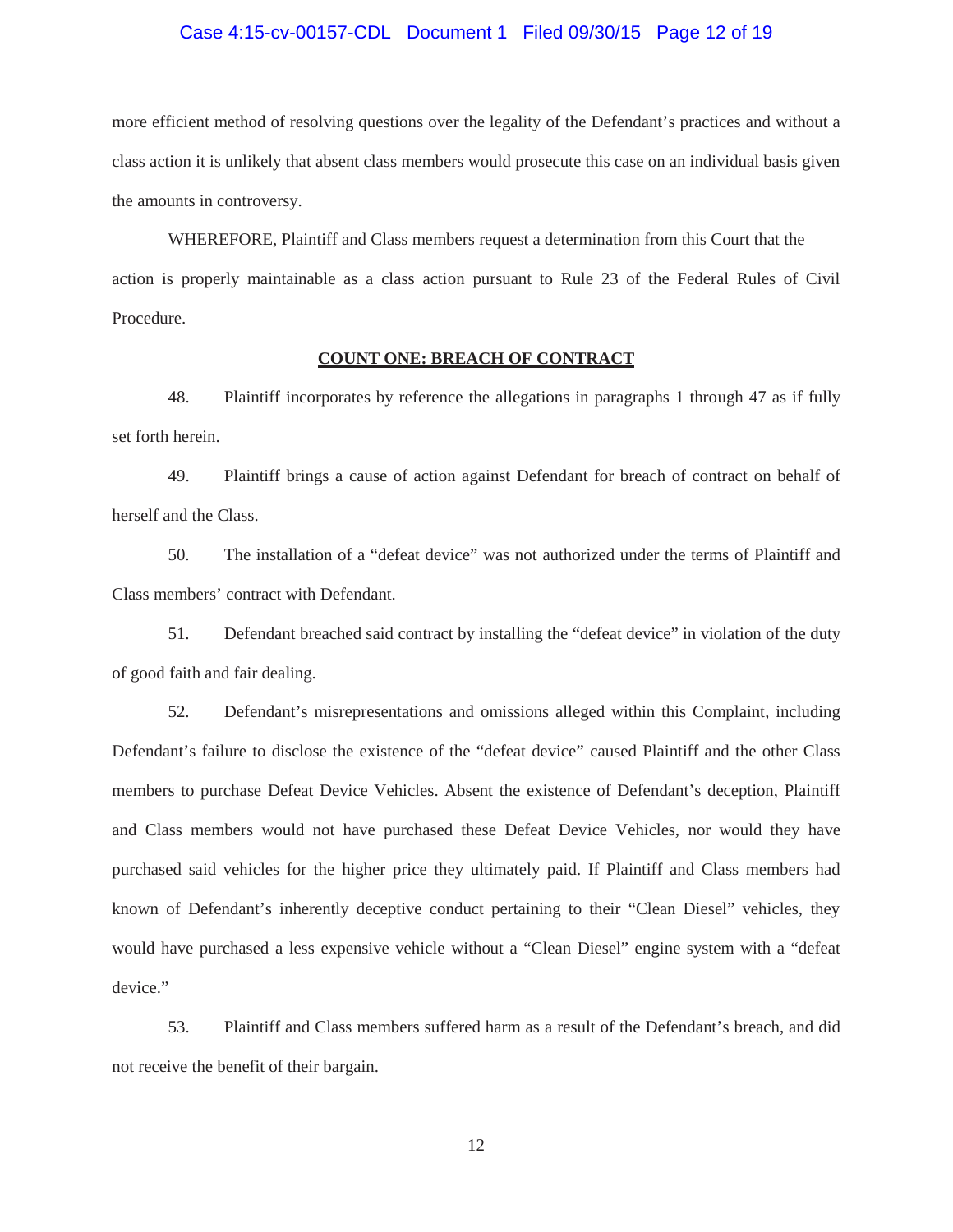more efficient method of resolving questions over the legality of the Defendant's practices and without a class action it is unlikely that absent class members would prosecute this case on an individual basis given the amounts in controversy.

WHEREFORE, Plaintiff and Class members request a determination from this Court that the action is properly maintainable as a class action pursuant to Rule 23 of the Federal Rules of Civil Procedure.

## COUNT ONE: BREACH OF CONTRACT

48. Plaintiff incorporates by reference the allegations in paragraphs 1 through 47 as if fully set forth herein.

49. Plaintiff brings a cause of action against Defendant for breach of contract on behalf of herself and the Class.

50. The installation of a "defeat device" was not authorized under the terms of Plaintiff and Class members' contract with Defendant.

51. Defendant breached said contract by installing the "defeat device" in violation of the duty of good faith and fair dealing.

52. Defendant's misrepresentations and omissions alleged within this Complaint, including Defendant's failure to disclose the existence of the "defeat device" caused Plaintiff and the other Class members to purchase Defeat Device Vehicles. Absent the existence of Defendant's deception, Plaintiff and Class members would not have purchased these Defeat Device Vehicles, nor would they have purchased said vehicles for the higher price they ultimately paid. If Plaintiff and Class members had known of Defendant's inherently deceptive conduct pertaining to their "Clean Diesel" vehicles, they would have purchased a less expensive vehicle without a "Clean Diesel" engine system with a "defeat device."

53. Plaintiff and Class members suffered harm as a result of the Defendant's breach, and did not receive the benefit of their bargain.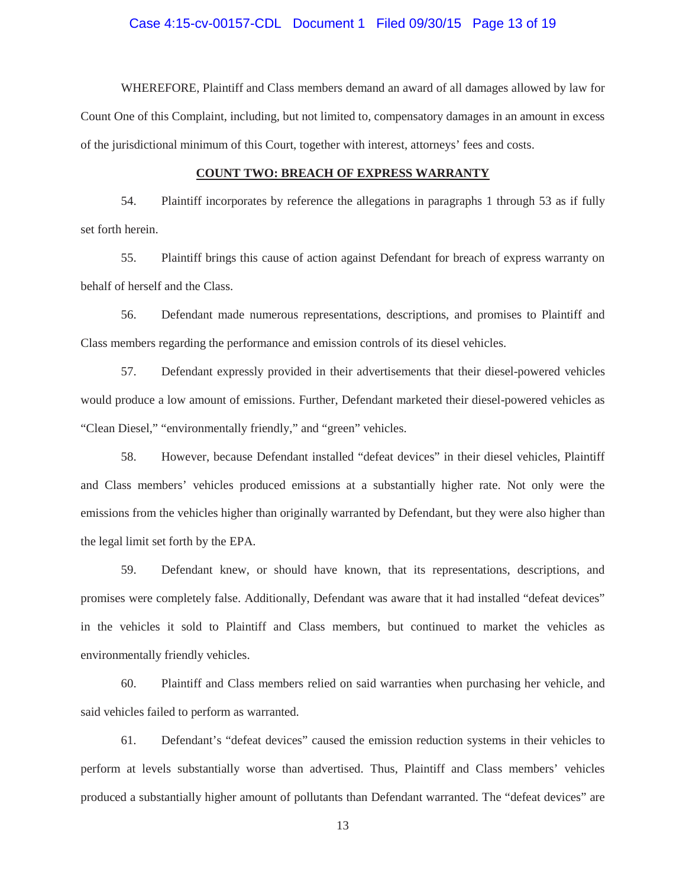WHEREFORE, Plaintiff and Class members demand an award of all damages allowed by law for Count One of this Complaint, including, but not limited to, compensatory damages in an amount in excess of the jurisdictional minimum of this Court, together with interest, attorneys' fees and costs.

## COUNT TWO: BREACH OF EXPRESS WARRANTY

54. Plaintiff incorporates by reference the allegations in paragraphs 1 through 53 as if fully set forth herein.

55. Plaintiff brings this cause of action against Defendant for breach of express warranty on behalf of herself and the Class.

56. Defendant made numerous representations, descriptions, and promises to Plaintiff and Class members regarding the performance and emission controls of its diesel vehicles.

57. Defendant expressly provided in their advertisements that their diesel-powered vehicles would produce a low amount of emissions. Further, Defendant marketed their diesel-powered vehicles as "Clean Diesel," "environmentally friendly," and "green" vehicles.

58. However, because Defendant installed "defeat devices" in their diesel vehicles, Plaintiff and Class members' vehicles produced emissions at a substantially higher rate. Not only were the emissions from the vehicles higher than originally warranted by Defendant, but they were also higher than the legal limit set forth by the EPA.

59. Defendant knew, or should have known, that its representations, descriptions, and promises were completely false. Additionally, Defendant was aware that it had installed "defeat devices" in the vehicles it sold to Plaintiff and Class members, but continued to market the vehicles as environmentally friendly vehicles.

60. Plaintiff and Class members relied on said warranties when purchasing her vehicle, and said vehicles failed to perform as warranted.

61. Defendant's "defeat devices" caused the emission reduction systems in their vehicles to perform at levels substantially worse than advertised. Thus, Plaintiff and Class members' vehicles produced a substantially higher amount of pollutants than Defendant warranted. The "defeat devices" are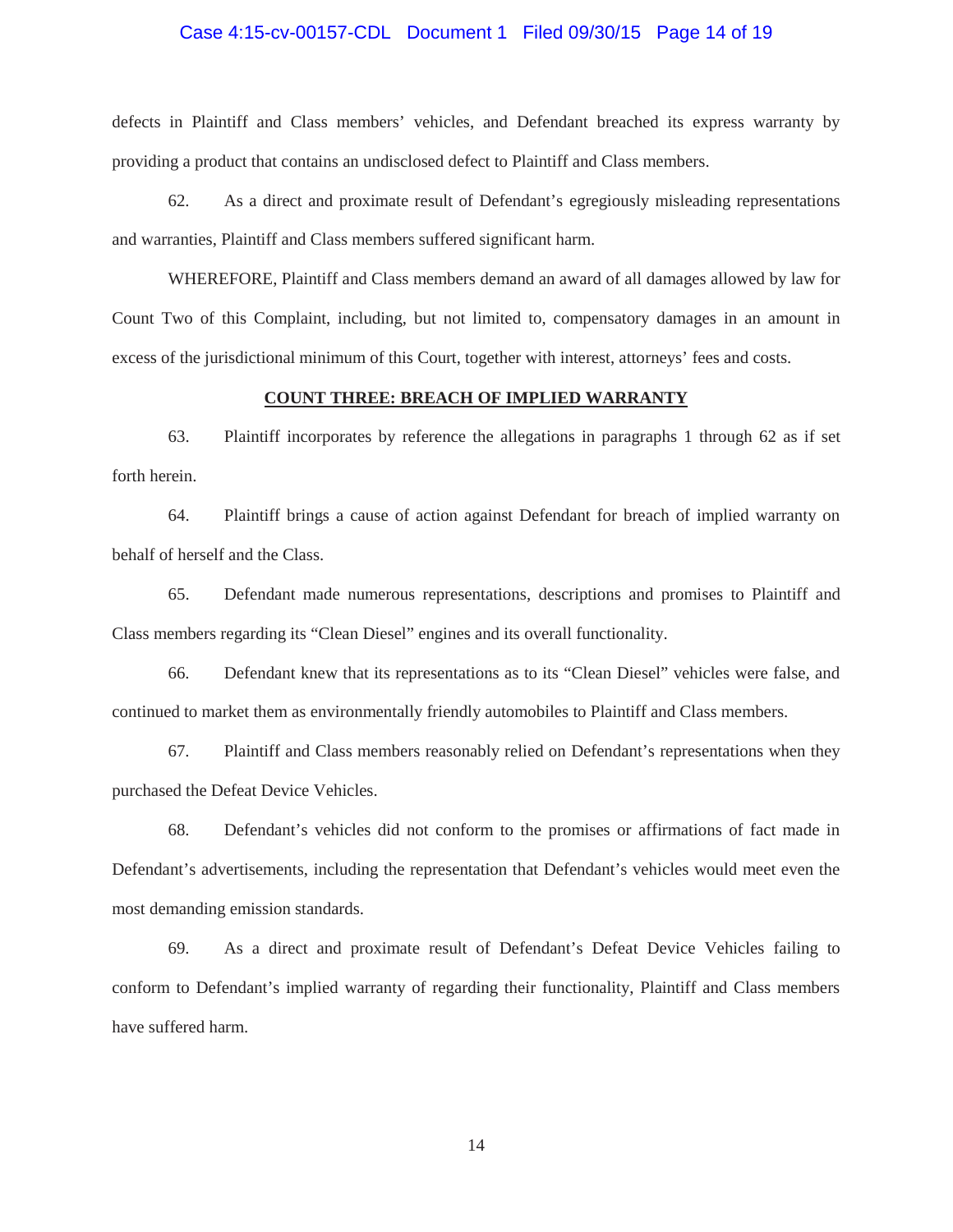defects in Plaintiff and Class members' vehicles, and Defendant breached its express warranty by providing a product that contains an undisclosed defect to Plaintiff and Class members.

62. As a direct and proximate result of Defendant's egregiously misleading representations and warranties, Plaintiff and Class members suffered significant harm.

WHEREFORE, Plaintiff and Class members demand an award of all damages allowed by law for Count Two of this Complaint, including, but not limited to, compensatory damages in an amount in excess of the jurisdictional minimum of this Court, together with interest, attorneys' fees and costs.

**COUNT THREE: BREACH OF IMPLIED WARRANTY**

63. Plaintiff incorporates by reference the allegations in paragraphs 1 through 62 as if set forth herein.

64. Plaintiff brings a cause of action against Defendant for breach of implied warranty on behalf of herself and the Class.

65. Defendant made numerous representations, descriptions and promises to Plaintiff and Class members regarding its "Clean Diesel" engines and its overall functionality.

66. Defendant knew that its representations as to its "Clean Diesel" vehicles were false, and continued to market them as environmentally friendly automobiles to Plaintiff and Class members.

67. Plaintiff and Class members reasonably relied on Defendant's representations when they purchased the Defeat Device Vehicles.

68. Defendant's vehicles did not conform to the promises or affirmations of fact made in Defendant's advertisements, including the representation that Defendant's vehicles would meet even the most demanding emission standards.

69. As a direct and proximate result of Defendant's Defeat Device Vehicles failing to conform to Defendant's implied warranty of regarding their functionality, Plaintiff and Class members have suffered harm.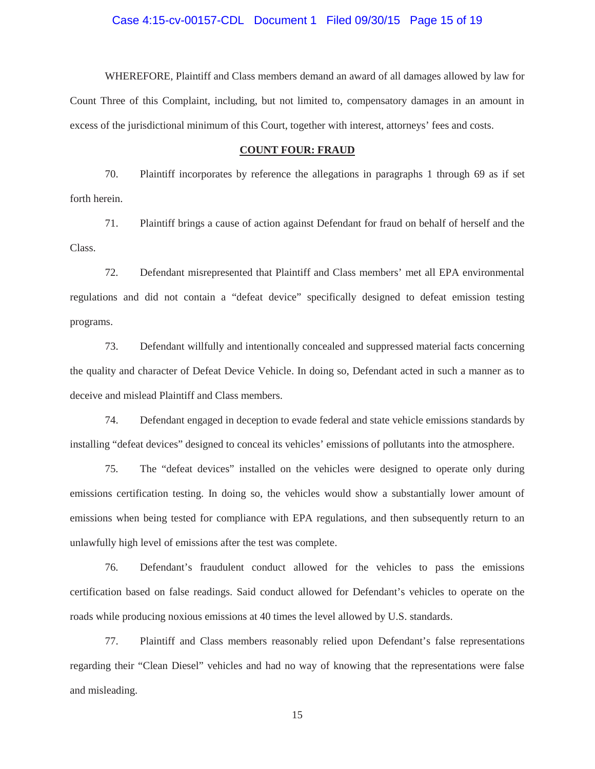WHEREFORE, Plaintiff and Class members demand an award of all damages allowed by law for Count Three of this Complaint, including, but not limited to, compensatory damages in an amount in excess of the jurisdictional minimum of this Court, together with interest, attorneys' fees and costs.

## COUNT FOUR: FRAUD

70. Plaintiff incorporates by reference the allegations in paragraphs 1 through 69 as if set forth herein.

71. Plaintiff brings a cause of action against Defendant for fraud on behalf of herself and the Class.

72. Defendant misrepresented that Plaintiff and Class members' met all EPA environmental regulations and did not contain a "defeat device" specifically designed to defeat emission testing programs.

73. Defendant willfully and intentionally concealed and suppressed material facts concerning the quality and character of Defeat Device Vehicle. In doing so, Defendant acted in such a manner as to deceive and mislead Plaintiff and Class members.

74. Defendant engaged in deception to evade federal and state vehicle emissions standards by installing "defeat devices" designed to conceal its vehicles' emissions of pollutants into the atmosphere.

75. The "defeat devices" installed on the vehicles were designed to operate only during emissions certification testing. In doing so, the vehicles would show a substantially lower amount of emissions when being tested for compliance with EPA regulations, and then subsequently return to an unlawfully high level of emissions after the test was complete.

76. Defendant's fraudulent conduct allowed for the vehicles to pass the emissions certification based on false readings. Said conduct allowed for Defendant's vehicles to operate on the roads while producing noxious emissions at 40 times the level allowed by U.S. standards.

77. Plaintiff and Class members reasonably relied upon Defendant's false representations regarding their "Clean Diesel" vehicles and had no way of knowing that the representations were false and misleading.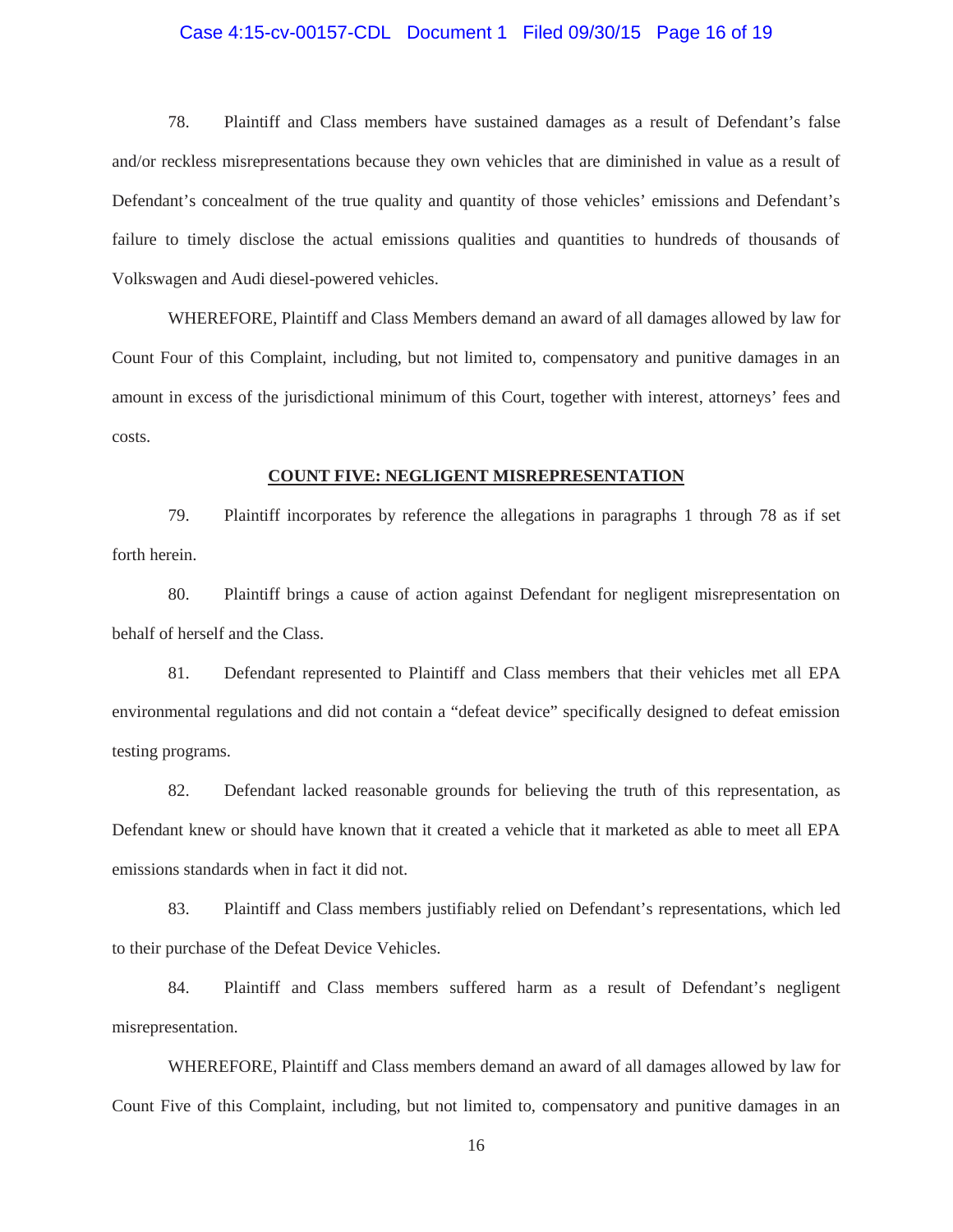78. Plaintiff and Class members have sustained damages as a result of Defendant's false and/or reckless misrepresentations because they own vehicles that are diminished in value as a result of Defendant's concealment of the true quality and quantity of those vehicles' emissions and Defendant's failure to timely disclose the actual emissions qualities and quantities to hundreds of thousands of Volkswagen and Audi diesel-powered vehicles.

WHEREFORE, Plaintiff and Class Members demand an award of all damages allowed by law for Count Four of this Complaint, including, but not limited to, compensatory and punitive damages in an amount in excess of the jurisdictional minimum of this Court, together with interest, attorneys' fees and costs.

**COUNT FIVE: NEGLIGENT MISREPRESENTATION**

79. Plaintiff incorporates by reference the allegations in paragraphs 1 through 78 as if set forth herein.

80. Plaintiff brings a cause of action against Defendant for negligent misrepresentation on behalf of herself and the Class.

81. Defendant represented to Plaintiff and Class members that their vehicles met all EPA environmental regulations and did not contain a "defeat device" specifically designed to defeat emission testing programs.

82. Defendant lacked reasonable grounds for believing the truth of this representation, as Defendant knew or should have known that it created a vehicle that it marketed as able to meet all EPA emissions standards when in fact it did not.

83. Plaintiff and Class members justifiably relied on Defendant's representations, which led to their purchase of the Defeat Device Vehicles.

84. Plaintiff and Class members suffered harm as a result of Defendant's negligent misrepresentation.

WHEREFORE, Plaintiff and Class members demand an award of all damages allowed by law for Count Five of this Complaint, including, but not limited to, compensatory and punitive damages in an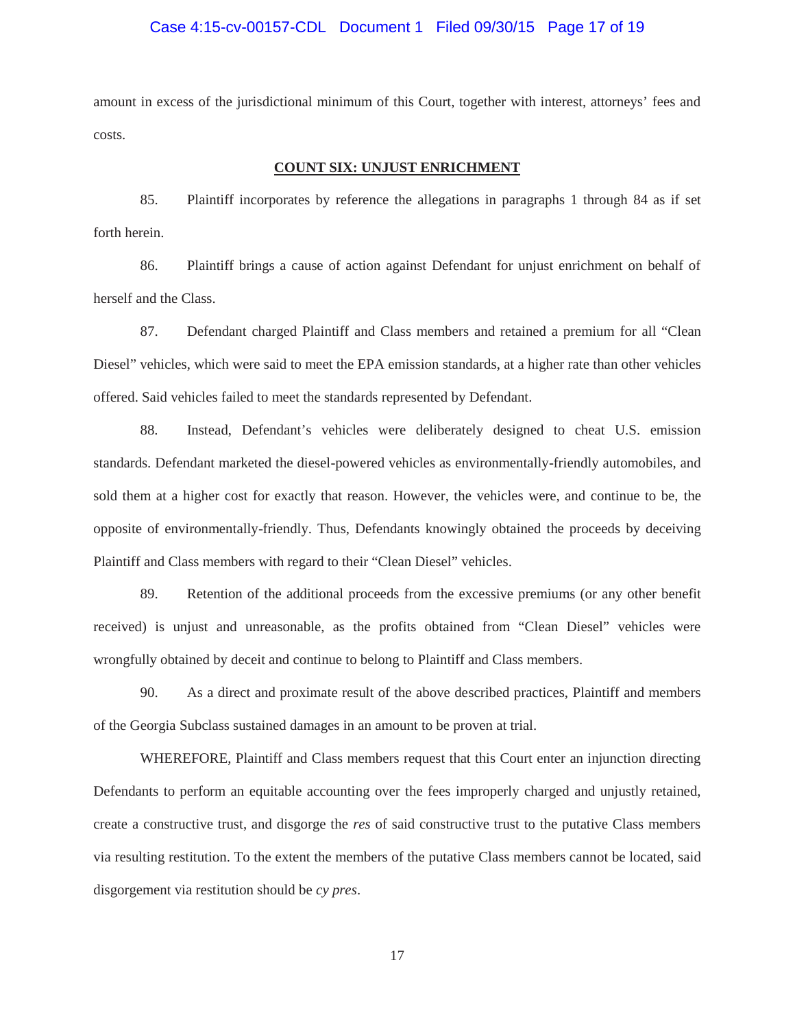amount in excess of the jurisdictional minimum of this Court, together with interest, attorneys' fees and costs.

**COUNT SIX: UNJUST ENRICHMENT**

85. Plaintiff incorporates by reference the allegations in paragraphs 1 through 84 as if set forth herein.

86. Plaintiff brings a cause of action against Defendant for unjust enrichment on behalf of herself and the Class.

87. Defendant charged Plaintiff and Class members and retained a premium for all "Clean Diesel" vehicles, which were said to meet the EPA emission standards, at a higher rate than other vehicles offered. Said vehicles failed to meet the standards represented by Defendant.

88. Instead, Defendant's vehicles were deliberately designed to cheat U.S. emission standards. Defendant marketed the diesel-powered vehicles as environmentally-friendly automobiles, and sold them at a higher cost for exactly that reason. However, the vehicles were, and continue to be, the opposite of environmentally-friendly. Thus, Defendants knowingly obtained the proceeds by deceiving Plaintiff and Class members with regard to their "Clean Diesel" vehicles.

89. Retention of the additional proceeds from the excessive premiums (or any other benefit received) is unjust and unreasonable, as the profits obtained from "Clean Diesel" vehicles were wrongfully obtained by deceit and continue to belong to Plaintiff and Class members.

90. As a direct and proximate result of the above described practices, Plaintiff and members of the Georgia Subclass sustained damages in an amount to be proven at trial.

WHEREFORE, Plaintiff and Class members request that this Court enter an injunction directing Defendants to perform an equitable accounting over the fees improperly charged and unjustly retained, create a constructive trust, and disgorge the *res* of said constructive trust to the putative Class members via resulting restitution. To the extent the members of the putative Class members cannot be located, said disgorgement via restitution should be *cy pres*.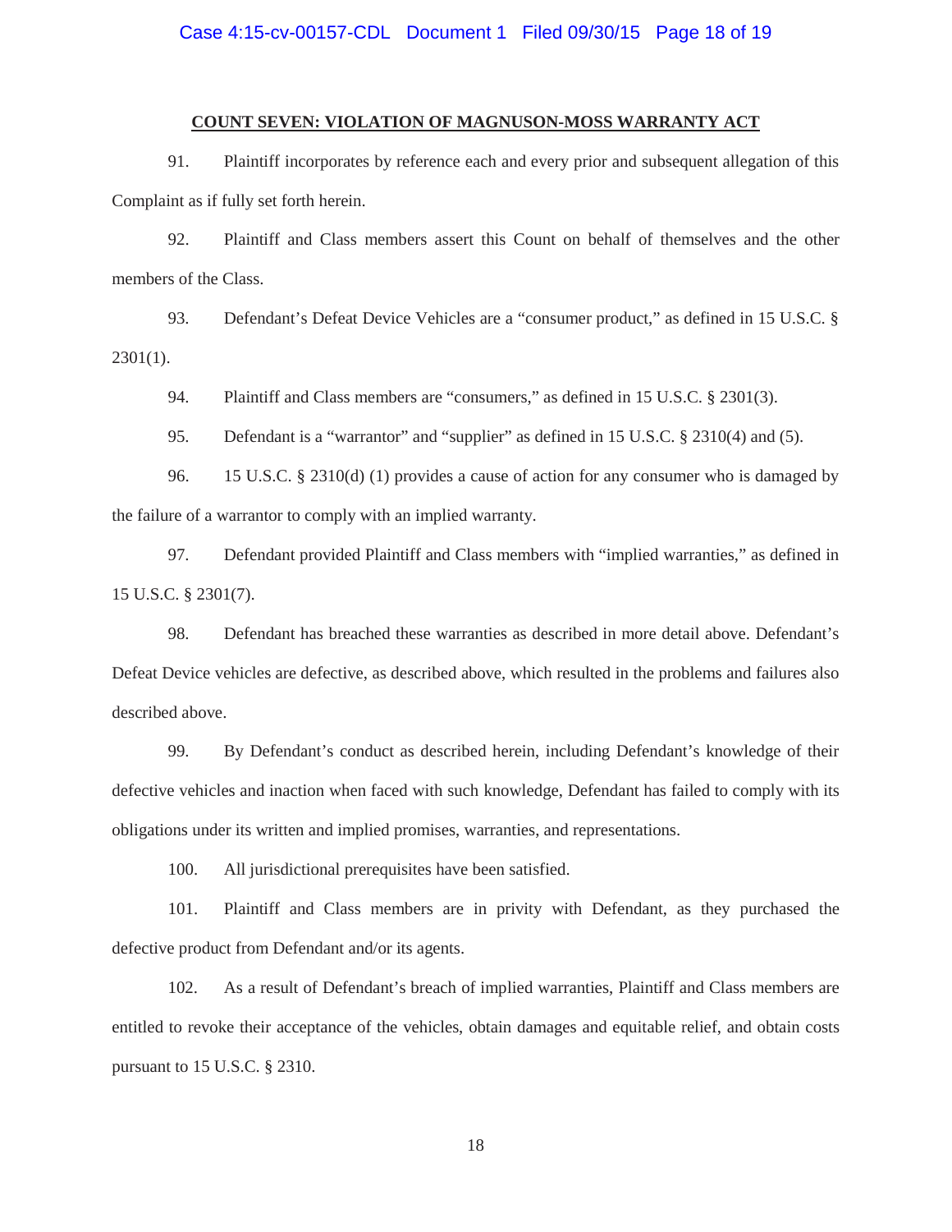**COUNT SEVEN: VIOLATION OF MAGNUSON-MOSS WARRANTY ACT**

91. Plaintiff incorporates by reference each and every prior and subsequent allegation of this Complaint as if fully set forth herein.

92. Plaintiff and Class members assert this Count on behalf of themselves and the other members of the Class.

93. Defendant's Defeat Device Vehicles are a "consumer product," as defined in 15 U.S.C. § 2301(1).

94. Plaintiff and Class members are "consumers," as defined in 15 U.S.C. § 2301(3).

95. Defendant is a "warrantor" and "supplier" as defined in 15 U.S.C. § 2310(4) and (5).

96. 15 U.S.C. § 2310(d) (1) provides a cause of action for any consumer who is damaged by the failure of a warrantor to comply with an implied warranty.

97. Defendant provided Plaintiff and Class members with "implied warranties," as defined in 15 U.S.C. § 2301(7).

98. Defendant has breached these warranties as described in more detail above. Defendant's Defeat Device vehicles are defective, as described above, which resulted in the problems and failures also described above.

99. By Defendant's conduct as described herein, including Defendant's knowledge of their defective vehicles and inaction when faced with such knowledge, Defendant has failed to comply with its obligations under its written and implied promises, warranties, and representations.

100. All jurisdictional prerequisites have been satisfied.

101. Plaintiff and Class members are in privity with Defendant, as they purchased the defective product from Defendant and/or its agents.

102. As a result of Defendant's breach of implied warranties, Plaintiff and Class members are entitled to revoke their acceptance of the vehicles, obtain damages and equitable relief, and obtain costs pursuant to 15 U.S.C. § 2310.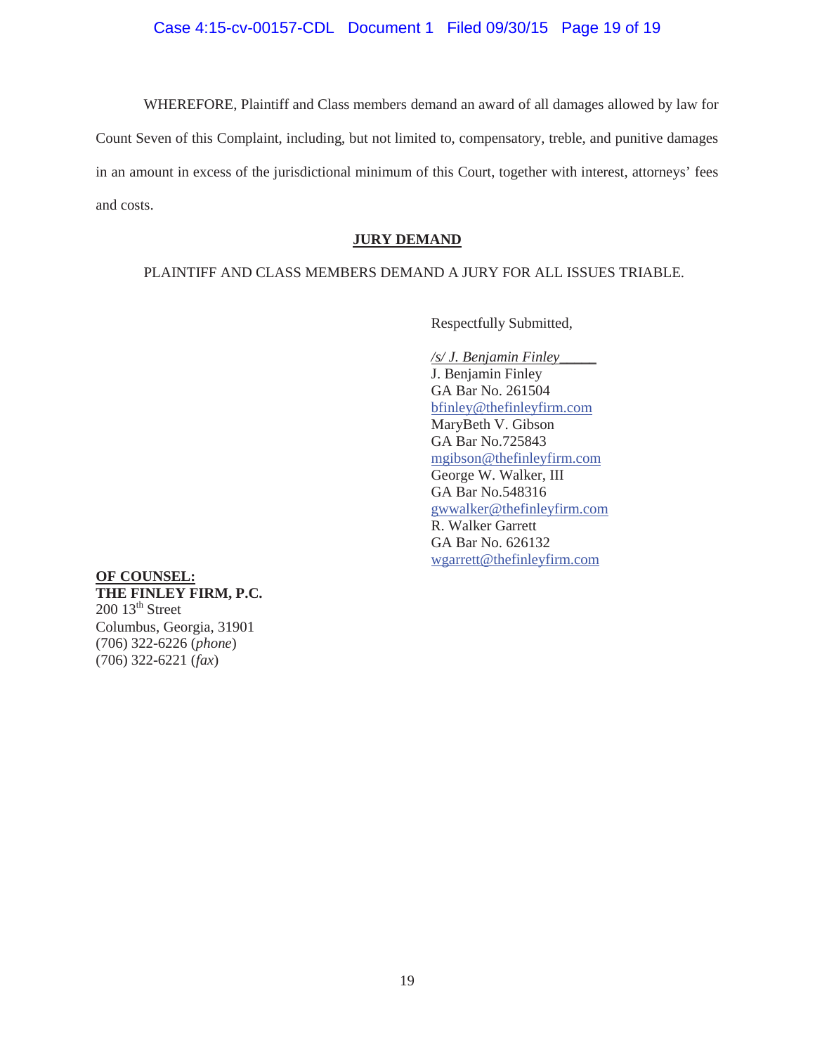WHEREFORE, Plaintiff and Class members demand an award of all damages allowed by law for Count Seven of this Complaint, including, but not limited to, compensatory, treble, and punitive damages in an amount in excess of the jurisdictional minimum of this Court, together with interest, attorneys' fees and costs.

## JURY DEMAND

PLAINTIFF AND CLASS MEMBERS DEMAND A JURY FOR ALL ISSUES TRIABLE.

Respectfully Submitted,

*/s/ J. Benjamin Finley*\_\_\_\_\_
J. Benjamin Finley
GA Bar No. 261504
bfinley@thefinleyfirm.com
MaryBeth V. Gibson
GA Bar No.725843
mgibson@thefinleyfirm.com
George W. Walker, III
GA Bar No.548316
gwwalker@thefinleyfirm.com
R. Walker Garrett
GA Bar No. 626132
wgarrett@thefinleyfirm.com

**OF COUNSEL:**
**THE FINLEY FIRM, P.C.**
200 13th Street
Columbus, Georgia, 31901
(706) 322-6226 (*phone*)
(706) 322-6221 (*fax*)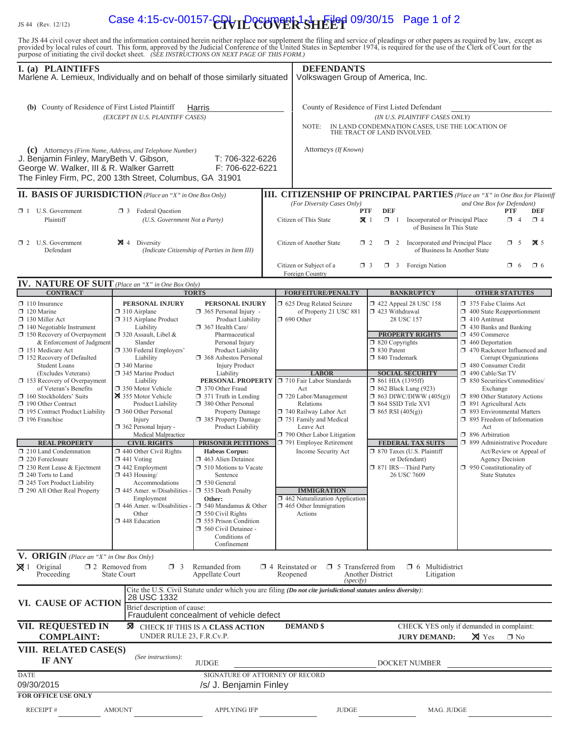JS 44 (Rev. 12/12)

# CIVIL COVER SHEET

The JS 44 civil cover sheet and the information contained herein neither replace nor supplement the filing and service of pleadings or other papers as required by law, except as provided by local rules of court. This form, approved by the Judicial Conference of the United States in September 1974, is required for the use of the Clerk of Court for the purpose of initiating the civil docket sheet. *(SEE INSTRUCTIONS ON NEXT PAGE OF THIS FORM.)*

## I. (a) PLAINTIFFS

Marlene A. Lemieux, Individually and on behalf of those similarly situated

**(b)** County of Residence of First Listed Plaintiff: Harris
*(EXCEPT IN U.S. PLAINTIFF CASES)*

**(c)** Attorneys *(Firm Name, Address, and Telephone Number)*
J. Benjamin Finley, MaryBeth V. Gibson, George W. Walker, III & R. Walker Garrett
The Finley Firm, PC, 200 13th Street, Columbus, GA 31901
T: 706-322-6226
F: 706-622-6221

## DEFENDANTS

Volkswagen Group of America, Inc.

County of Residence of First Listed Defendant: ________
*(IN U.S. PLAINTIFF CASES ONLY)*

NOTE: IN LAND CONDEMNATION CASES, USE THE LOCATION OF THE TRACT OF LAND INVOLVED.

Attorneys *(If Known)*

## II. BASIS OF JURISDICTION *(Place an "X" in One Box Only)*

- ☐ 1 U.S. Government Plaintiff
- ☐ 3 Federal Question *(U.S. Government Not a Party)*
- ☐ 2 U.S. Government Defendant
- ☒ 4 Diversity *(Indicate Citizenship of Parties in Item III)*

## III. CITIZENSHIP OF PRINCIPAL PARTIES *(Place an "X" in One Box for Plaintiff and One Box for Defendant)*
*(For Diversity Cases Only)*

| | PTF | DEF | | PTF | DEF |
|---|---|---|---|---|---|
| Citizen of This State | ☒ 1 | ☐ 1 | Incorporated *or* Principal Place of Business In This State | ☐ 4 | ☐ 4 |
| Citizen of Another State | ☐ 2 | ☐ 2 | Incorporated *and* Principal Place of Business In Another State | ☐ 5 | ☒ 5 |
| Citizen or Subject of a Foreign Country | ☐ 3 | ☐ 3 | Foreign Nation | ☐ 6 | ☐ 6 |

## IV. NATURE OF SUIT *(Place an "X" in One Box Only)*

**CONTRACT**
- ☐ 110 Insurance
- ☐ 120 Marine
- ☐ 130 Miller Act
- ☐ 140 Negotiable Instrument
- ☐ 150 Recovery of Overpayment & Enforcement of Judgment
- ☐ 151 Medicare Act
- ☐ 152 Recovery of Defaulted Student Loans (Excludes Veterans)
- ☐ 153 Recovery of Overpayment of Veteran's Benefits
- ☐ 160 Stockholders' Suits
- ☐ 190 Other Contract
- ☐ 195 Contract Product Liability
- ☐ 196 Franchise

**REAL PROPERTY**
- ☐ 210 Land Condemnation
- ☐ 220 Foreclosure
- ☐ 230 Rent Lease & Ejectment
- ☐ 240 Torts to Land
- ☐ 245 Tort Product Liability
- ☐ 290 All Other Real Property

**TORTS — PERSONAL INJURY**
- ☐ 310 Airplane
- ☐ 315 Airplane Product Liability
- ☐ 320 Assault, Libel & Slander
- ☐ 330 Federal Employers' Liability
- ☐ 340 Marine
- ☐ 345 Marine Product Liability
- ☐ 350 Motor Vehicle
- ☒ 355 Motor Vehicle Product Liability
- ☐ 360 Other Personal Injury
- ☐ 362 Personal Injury - Medical Malpractice

**PERSONAL INJURY**
- ☐ 365 Personal Injury - Product Liability
- ☐ 367 Health Care/ Pharmaceutical Personal Injury Product Liability
- ☐ 368 Asbestos Personal Injury Product Liability

**PERSONAL PROPERTY**
- ☐ 370 Other Fraud
- ☐ 371 Truth in Lending
- ☐ 380 Other Personal Property Damage
- ☐ 385 Property Damage Product Liability

**CIVIL RIGHTS**
- ☐ 440 Other Civil Rights
- ☐ 441 Voting
- ☐ 442 Employment
- ☐ 443 Housing/ Accommodations
- ☐ 445 Amer. w/Disabilities - Employment
- ☐ 446 Amer. w/Disabilities - Other
- ☐ 448 Education

**PRISONER PETITIONS**
Habeas Corpus:
- ☐ 463 Alien Detainee
- ☐ 510 Motions to Vacate Sentence
- ☐ 530 General
- ☐ 535 Death Penalty

Other:
- ☐ 540 Mandamus & Other
- ☐ 550 Civil Rights
- ☐ 555 Prison Condition
- ☐ 560 Civil Detainee - Conditions of Confinement

**FORFEITURE/PENALTY**
- ☐ 625 Drug Related Seizure of Property 21 USC 881
- ☐ 690 Other

**LABOR**
- ☐ 710 Fair Labor Standards Act
- ☐ 720 Labor/Management Relations
- ☐ 740 Railway Labor Act
- ☐ 751 Family and Medical Leave Act
- ☐ 790 Other Labor Litigation
- ☐ 791 Employee Retirement Income Security Act

**IMMIGRATION**
- ☐ 462 Naturalization Application
- ☐ 465 Other Immigration Actions

**BANKRUPTCY**
- ☐ 422 Appeal 28 USC 158
- ☐ 423 Withdrawal 28 USC 157

**PROPERTY RIGHTS**
- ☐ 820 Copyrights
- ☐ 830 Patent
- ☐ 840 Trademark

**SOCIAL SECURITY**
- ☐ 861 HIA (1395ff)
- ☐ 862 Black Lung (923)
- ☐ 863 DIWC/DIWW (405(g))
- ☐ 864 SSID Title XVI
- ☐ 865 RSI (405(g))

**FEDERAL TAX SUITS**
- ☐ 870 Taxes (U.S. Plaintiff or Defendant)
- ☐ 871 IRS—Third Party 26 USC 7609

**OTHER STATUTES**
- ☐ 375 False Claims Act
- ☐ 400 State Reapportionment
- ☐ 410 Antitrust
- ☐ 430 Banks and Banking
- ☐ 450 Commerce
- ☐ 460 Deportation
- ☐ 470 Racketeer Influenced and Corrupt Organizations
- ☐ 480 Consumer Credit
- ☐ 490 Cable/Sat TV
- ☐ 850 Securities/Commodities/ Exchange
- ☐ 890 Other Statutory Actions
- ☐ 891 Agricultural Acts
- ☐ 893 Environmental Matters
- ☐ 895 Freedom of Information Act
- ☐ 896 Arbitration
- ☐ 899 Administrative Procedure Act/Review or Appeal of Agency Decision
- ☐ 950 Constitutionality of State Statutes

## V. ORIGIN *(Place an "X" in One Box Only)*

- ☒ 1 Original Proceeding
- ☐ 2 Removed from State Court
- ☐ 3 Remanded from Appellate Court
- ☐ 4 Reinstated or Reopened
- ☐ 5 Transferred from Another District *(specify)*
- ☐ 6 Multidistrict Litigation

## VI. CAUSE OF ACTION

Cite the U.S. Civil Statute under which you are filing *(Do not cite jurisdictional statutes unless diversity)*: 28 USC 1332

Brief description of cause: Fraudulent concealment of vehicle defect

## VII. REQUESTED IN COMPLAINT:

☒ CHECK IF THIS IS A **CLASS ACTION** UNDER RULE 23, F.R.Cv.P.

**DEMAND $**

CHECK YES only if demanded in complaint: **JURY DEMAND:** ☒ Yes ☐ No

## VIII. RELATED CASE(S) IF ANY

*(See instructions):* JUDGE ________ DOCKET NUMBER ________

DATE: 09/30/2015

SIGNATURE OF ATTORNEY OF RECORD: /s/ J. Benjamin Finley

**FOR OFFICE USE ONLY**

RECEIPT # ________ AMOUNT ________ APPLYING IFP ________ JUDGE ________ MAG. JUDGE ________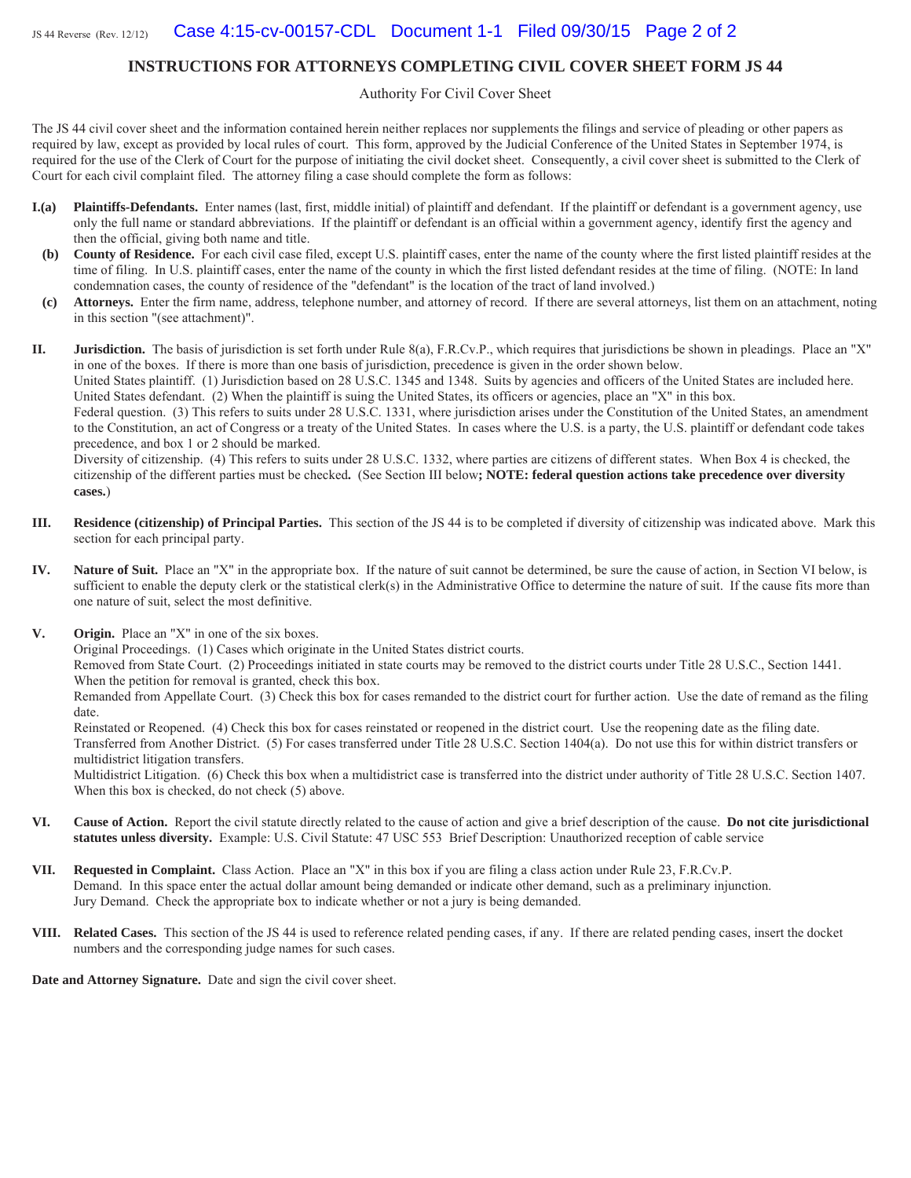# INSTRUCTIONS FOR ATTORNEYS COMPLETING CIVIL COVER SHEET FORM JS 44

Authority For Civil Cover Sheet

The JS 44 civil cover sheet and the information contained herein neither replaces nor supplements the filings and service of pleading or other papers as required by law, except as provided by local rules of court. This form, approved by the Judicial Conference of the United States in September 1974, is required for the use of the Clerk of Court for the purpose of initiating the civil docket sheet. Consequently, a civil cover sheet is submitted to the Clerk of Court for each civil complaint filed. The attorney filing a case should complete the form as follows:

**I.(a)** **Plaintiffs-Defendants.** Enter names (last, first, middle initial) of plaintiff and defendant. If the plaintiff or defendant is a government agency, use only the full name or standard abbreviations. If the plaintiff or defendant is an official within a government agency, identify first the agency and then the official, giving both name and title.

**(b)** **County of Residence.** For each civil case filed, except U.S. plaintiff cases, enter the name of the county where the first listed plaintiff resides at the time of filing. In U.S. plaintiff cases, enter the name of the county in which the first listed defendant resides at the time of filing. (NOTE: In land condemnation cases, the county of residence of the "defendant" is the location of the tract of land involved.)

**(c)** **Attorneys.** Enter the firm name, address, telephone number, and attorney of record. If there are several attorneys, list them on an attachment, noting in this section "(see attachment)".

**II.** **Jurisdiction.** The basis of jurisdiction is set forth under Rule 8(a), F.R.Cv.P., which requires that jurisdictions be shown in pleadings. Place an "X" in one of the boxes. If there is more than one basis of jurisdiction, precedence is given in the order shown below.
United States plaintiff. (1) Jurisdiction based on 28 U.S.C. 1345 and 1348. Suits by agencies and officers of the United States are included here.
United States defendant. (2) When the plaintiff is suing the United States, its officers or agencies, place an "X" in this box.
Federal question. (3) This refers to suits under 28 U.S.C. 1331, where jurisdiction arises under the Constitution of the United States, an amendment to the Constitution, an act of Congress or a treaty of the United States. In cases where the U.S. is a party, the U.S. plaintiff or defendant code takes precedence, and box 1 or 2 should be marked.
Diversity of citizenship. (4) This refers to suits under 28 U.S.C. 1332, where parties are citizens of different states. When Box 4 is checked, the citizenship of the different parties must be checked**.** (See Section III below**; NOTE: federal question actions take precedence over diversity cases.**)

**III.** **Residence (citizenship) of Principal Parties.** This section of the JS 44 is to be completed if diversity of citizenship was indicated above. Mark this section for each principal party.

**IV.** **Nature of Suit.** Place an "X" in the appropriate box. If the nature of suit cannot be determined, be sure the cause of action, in Section VI below, is sufficient to enable the deputy clerk or the statistical clerk(s) in the Administrative Office to determine the nature of suit. If the cause fits more than one nature of suit, select the most definitive.

**V.** **Origin.** Place an "X" in one of the six boxes.
Original Proceedings. (1) Cases which originate in the United States district courts.
Removed from State Court. (2) Proceedings initiated in state courts may be removed to the district courts under Title 28 U.S.C., Section 1441. When the petition for removal is granted, check this box.
Remanded from Appellate Court. (3) Check this box for cases remanded to the district court for further action. Use the date of remand as the filing date.
Reinstated or Reopened. (4) Check this box for cases reinstated or reopened in the district court. Use the reopening date as the filing date.
Transferred from Another District. (5) For cases transferred under Title 28 U.S.C. Section 1404(a). Do not use this for within district transfers or multidistrict litigation transfers.
Multidistrict Litigation. (6) Check this box when a multidistrict case is transferred into the district under authority of Title 28 U.S.C. Section 1407. When this box is checked, do not check (5) above.

**VI.** **Cause of Action.** Report the civil statute directly related to the cause of action and give a brief description of the cause. **Do not cite jurisdictional statutes unless diversity.** Example: U.S. Civil Statute: 47 USC 553 Brief Description: Unauthorized reception of cable service

**VII.** **Requested in Complaint.** Class Action. Place an "X" in this box if you are filing a class action under Rule 23, F.R.Cv.P.
Demand. In this space enter the actual dollar amount being demanded or indicate other demand, such as a preliminary injunction.
Jury Demand. Check the appropriate box to indicate whether or not a jury is being demanded.

**VIII.** **Related Cases.** This section of the JS 44 is used to reference related pending cases, if any. If there are related pending cases, insert the docket numbers and the corresponding judge names for such cases.

**Date and Attorney Signature.** Date and sign the civil cover sheet.